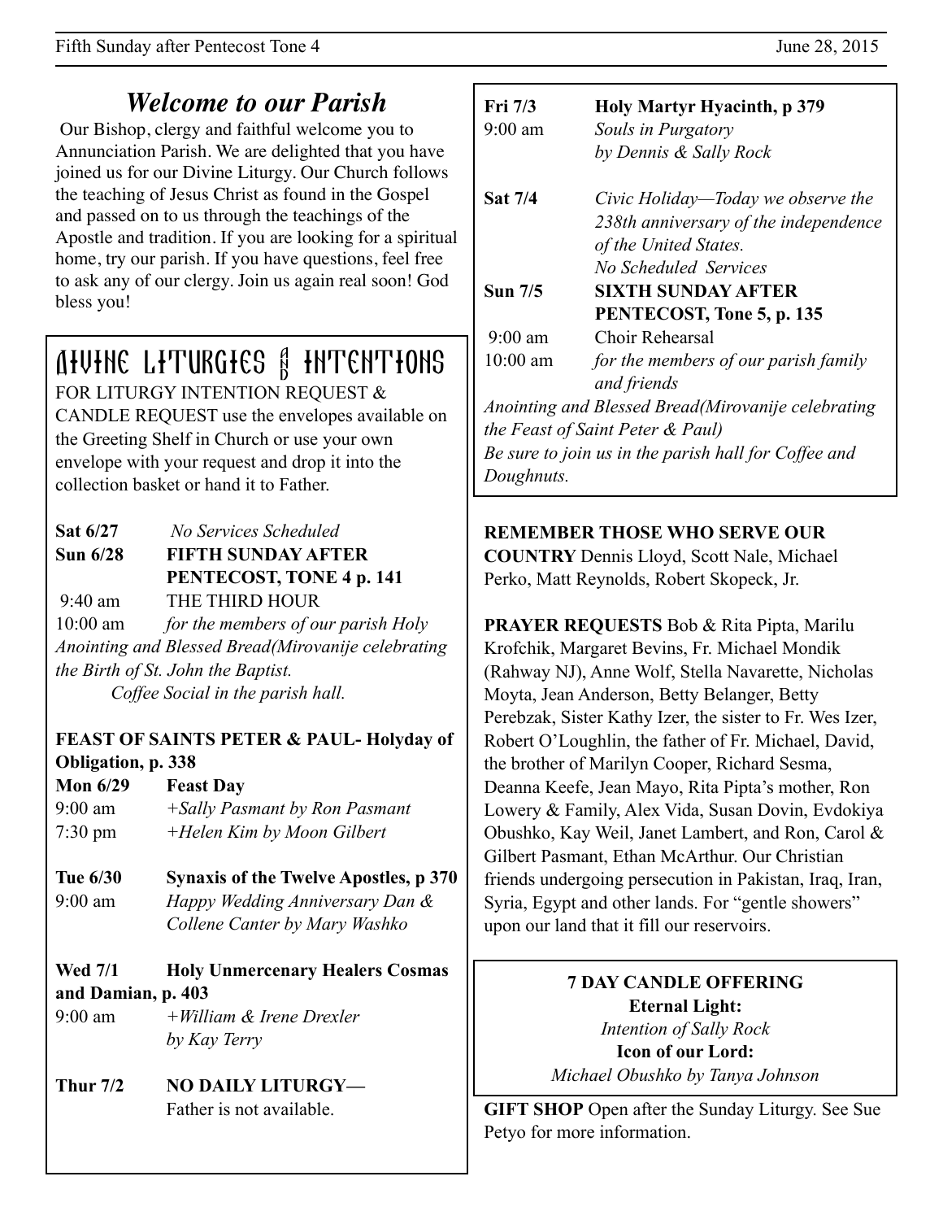# *Welcome to our Parish*

Our Bishop, clergy and faithful welcome you to Annunciation Parish. We are delighted that you have joined us for our Divine Liturgy. Our Church follows the teaching of Jesus Christ as found in the Gospel and passed on to us through the teachings of the Apostle and tradition. If you are looking for a spiritual home, try our parish. If you have questions, feel free to ask any of our clergy. Join us again real soon! God bless you!

## DIVINE LITURGIES & INTENTIONS

FOR LITURGY INTENTION REQUEST & CANDLE REQUEST use the envelopes available on the Greeting Shelf in Church or use your own envelope with your request and drop it into the collection basket or hand it to Father.

**Sat 6/27** *No Services Scheduled*

**Sun 6/28 FIFTH SUNDAY AFTER PENTECOST, TONE 4 p. 141**

9:40 am THE THIRD HOUR

10:00 am *for the members of our parish Holy Anointing and Blessed Bread(Mirovanije celebrating the Birth of St. John the Baptist.*

*Coffee Social in the parish hall.*

**FEAST OF SAINTS PETER & PAUL- Holyday of Obligation, p. 338**

**Mon 6/29 Feast Day**

9:00 am *+Sally Pasmant by Ron Pasmant*

7:30 pm *+Helen Kim by Moon Gilbert*

**Tue 6/30 Synaxis of the Twelve Apostles, p 370**

9:00 am *Happy Wedding Anniversary Dan & Collene Canter by Mary Washko*

**Wed 7/1 Holy Unmercenary Healers Cosmas and Damian, p. 403**

9:00 am *+William & Irene Drexler by Kay Terry*

**Thur 7/2 NO DAILY LITURGY—** Father is not available.

**Fri 7/3 Holy Martyr Hyacinth, p 379**

9:00 am *Souls in Purgatory by Dennis & Sally Rock*

**Sat 7/4** *Civic Holiday—Today we observe the 238th anniversary of the independence of the United States.*
*No Scheduled Services*

**Sun 7/5 SIXTH SUNDAY AFTER PENTECOST, Tone 5, p. 135**

9:00 am Choir Rehearsal

10:00 am *for the members of our parish family and friends*

*Anointing and Blessed Bread(Mirovanije celebrating the Feast of Saint Peter & Paul)*

*Be sure to join us in the parish hall for Coffee and Doughnuts.*

**REMEMBER THOSE WHO SERVE OUR COUNTRY** Dennis Lloyd, Scott Nale, Michael Perko, Matt Reynolds, Robert Skopeck, Jr.

**PRAYER REQUESTS** Bob & Rita Pipta, Marilu Krofchik, Margaret Bevins, Fr. Michael Mondik (Rahway NJ), Anne Wolf, Stella Navarette, Nicholas Moyta, Jean Anderson, Betty Belanger, Betty Perebzak, Sister Kathy Izer, the sister to Fr. Wes Izer, Robert O'Loughlin, the father of Fr. Michael, David, the brother of Marilyn Cooper, Richard Sesma, Deanna Keefe, Jean Mayo, Rita Pipta's mother, Ron Lowery & Family, Alex Vida, Susan Dovin, Evdokiya Obushko, Kay Weil, Janet Lambert, and Ron, Carol & Gilbert Pasmant, Ethan McArthur. Our Christian friends undergoing persecution in Pakistan, Iraq, Iran, Syria, Egypt and other lands. For "gentle showers" upon our land that it fill our reservoirs.

**7 DAY CANDLE OFFERING**

**Eternal Light:**
*Intention of Sally Rock*

**Icon of our Lord:**
*Michael Obushko by Tanya Johnson*

**GIFT SHOP** Open after the Sunday Liturgy. See Sue Petyo for more information.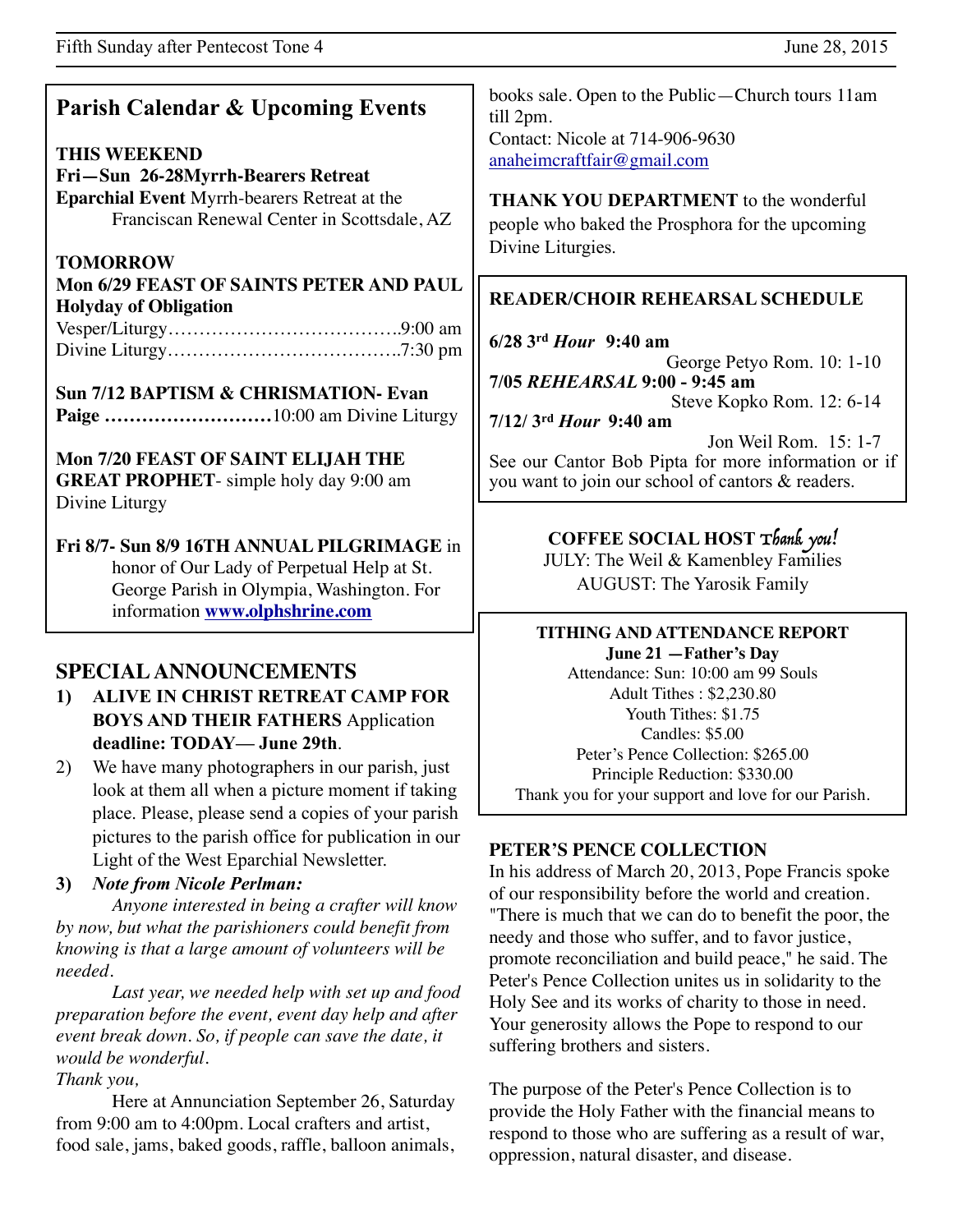## Parish Calendar & Upcoming Events

**THIS WEEKEND**

**Fri—Sun 26-28Myrrh-Bearers Retreat**

**Eparchial Event** Myrrh-bearers Retreat at the Franciscan Renewal Center in Scottsdale, AZ

**TOMORROW**

**Mon 6/29 FEAST OF SAINTS PETER AND PAUL Holyday of Obligation**

Vesper/Liturgy……………………………….9:00 am
Divine Liturgy……………………………….7:30 pm

**Sun 7/12 BAPTISM & CHRISMATION- Evan Paige ………………………**10:00 am Divine Liturgy

**Mon 7/20 FEAST OF SAINT ELIJAH THE GREAT PROPHET**- simple holy day 9:00 am Divine Liturgy

**Fri 8/7- Sun 8/9 16TH ANNUAL PILGRIMAGE** in honor of Our Lady of Perpetual Help at St. George Parish in Olympia, Washington. For information **www.olphshrine.com**

## SPECIAL ANNOUNCEMENTS

1) **ALIVE IN CHRIST RETREAT CAMP FOR BOYS AND THEIR FATHERS** Application **deadline: TODAY— June 29th**.
2) We have many photographers in our parish, just look at them all when a picture moment if taking place. Please, please send a copies of your parish pictures to the parish office for publication in our Light of the West Eparchial Newsletter.
3) ***Note from Nicole Perlman:***

*Anyone interested in being a crafter will know by now, but what the parishioners could benefit from knowing is that a large amount of volunteers will be needed.*

*Last year, we needed help with set up and food preparation before the event, event day help and after event break down. So, if people can save the date, it would be wonderful.*

*Thank you,*

Here at Annunciation September 26, Saturday from 9:00 am to 4:00pm. Local crafters and artist, food sale, jams, baked goods, raffle, balloon animals, books sale. Open to the Public—Church tours 11am till 2pm.
Contact: Nicole at 714-906-9630
anaheimcraftfair@gmail.com

**THANK YOU DEPARTMENT** to the wonderful people who baked the Prosphora for the upcoming Divine Liturgies.

**READER/CHOIR REHEARSAL SCHEDULE**

**6/28 3rd *Hour* 9:40 am**
George Petyo Rom. 10: 1-10
**7/05 *REHEARSAL* 9:00 - 9:45 am**
Steve Kopko Rom. 12: 6-14
**7/12/ 3rd *Hour* 9:40 am**
Jon Weil Rom. 15: 1-7

See our Cantor Bob Pipta for more information or if you want to join our school of cantors & readers.

**COFFEE SOCIAL HOST** *Thank you!*

JULY: The Weil & Kamenbley Families
AUGUST: The Yarosik Family

**TITHING AND ATTENDANCE REPORT**
**June 21 —Father's Day**

Attendance: Sun: 10:00 am 99 Souls
Adult Tithes : $2,230.80
Youth Tithes: $1.75
Candles: $5.00
Peter's Pence Collection: $265.00
Principle Reduction: $330.00
Thank you for your support and love for our Parish.

**PETER'S PENCE COLLECTION**

In his address of March 20, 2013, Pope Francis spoke of our responsibility before the world and creation. "There is much that we can do to benefit the poor, the needy and those who suffer, and to favor justice, promote reconciliation and build peace," he said. The Peter's Pence Collection unites us in solidarity to the Holy See and its works of charity to those in need. Your generosity allows the Pope to respond to our suffering brothers and sisters.

The purpose of the Peter's Pence Collection is to provide the Holy Father with the financial means to respond to those who are suffering as a result of war, oppression, natural disaster, and disease.